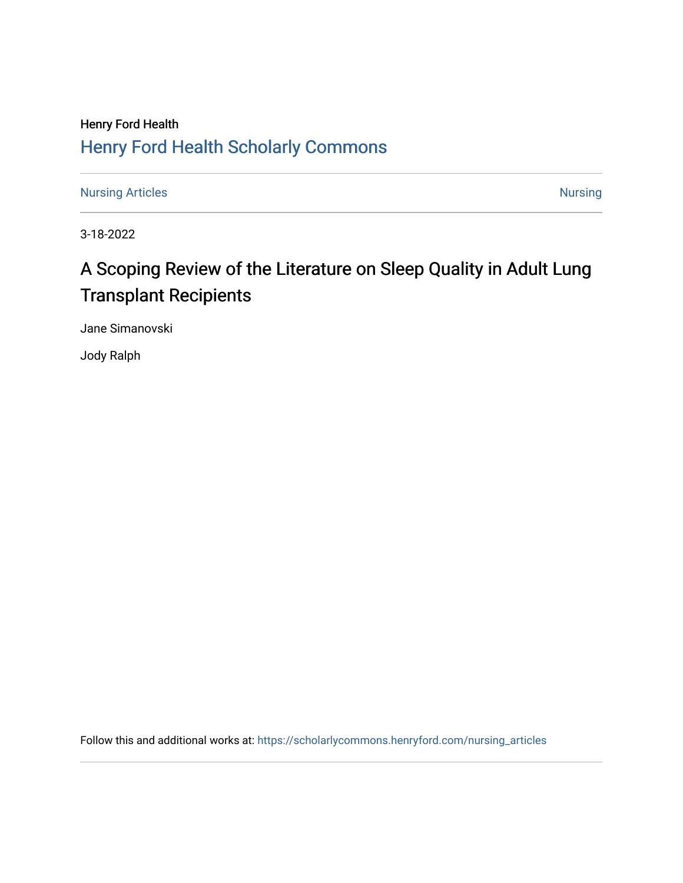Henry Ford Health

## Henry Ford Health Scholarly Commons

Nursing Articles | Nursing

3-18-2022

# A Scoping Review of the Literature on Sleep Quality in Adult Lung Transplant Recipients

Jane Simanovski

Jody Ralph

Follow this and additional works at: https://scholarlycommons.henryford.com/nursing_articles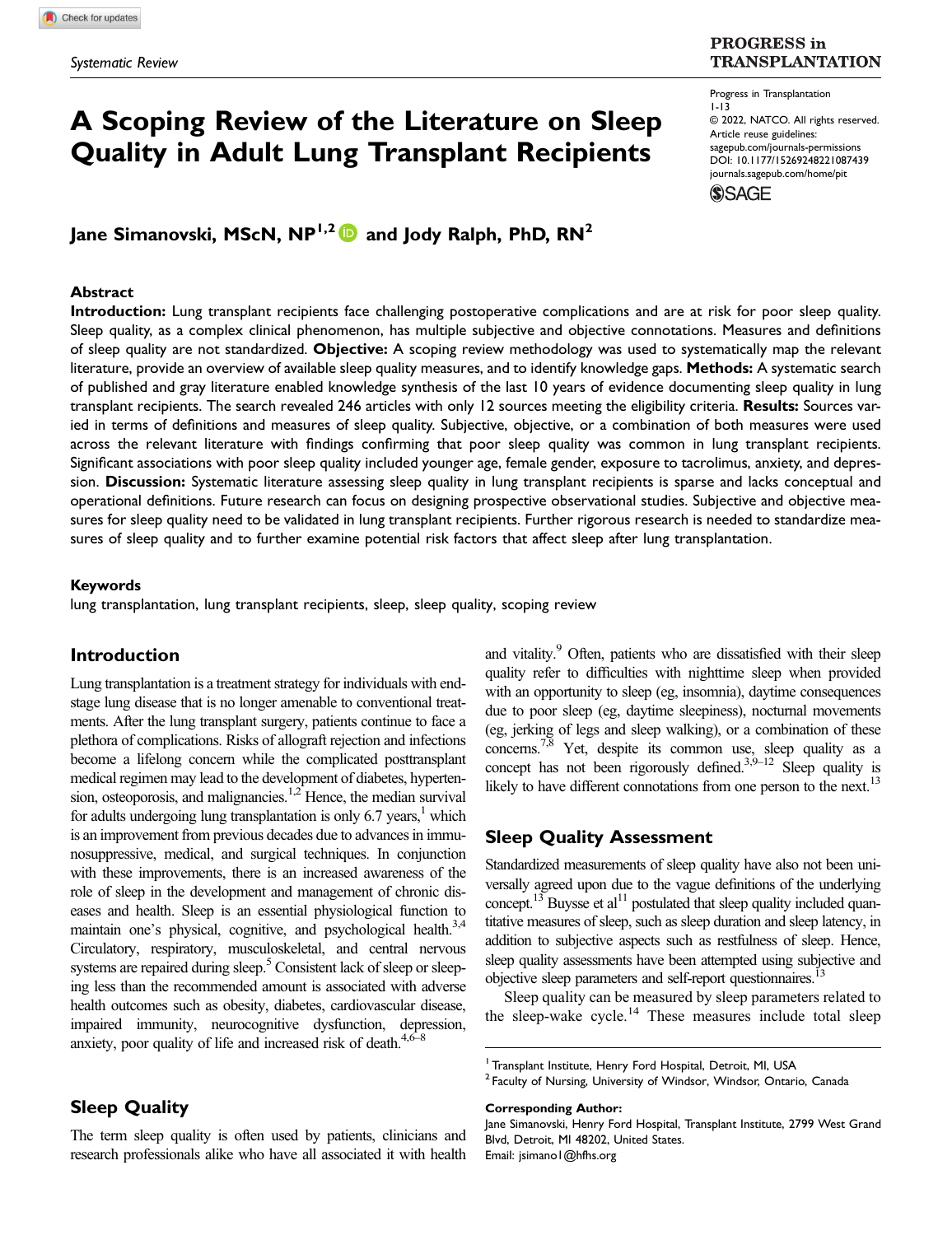*Systematic Review*

# A Scoping Review of the Literature on Sleep Quality in Adult Lung Transplant Recipients

Progress in Transplantation
1-13
© 2022, NATCO. All rights reserved.
Article reuse guidelines:
sagepub.com/journals-permissions
DOI: 10.1177/15269248221087439
journals.sagepub.com/home/pit

**Jane Simanovski, MScN, NP[1,2] and Jody Ralph, PhD, RN[2]**

## Abstract

**Introduction:** Lung transplant recipients face challenging postoperative complications and are at risk for poor sleep quality. Sleep quality, as a complex clinical phenomenon, has multiple subjective and objective connotations. Measures and definitions of sleep quality are not standardized. **Objective:** A scoping review methodology was used to systematically map the relevant literature, provide an overview of available sleep quality measures, and to identify knowledge gaps. **Methods:** A systematic search of published and gray literature enabled knowledge synthesis of the last 10 years of evidence documenting sleep quality in lung transplant recipients. The search revealed 246 articles with only 12 sources meeting the eligibility criteria. **Results:** Sources varied in terms of definitions and measures of sleep quality. Subjective, objective, or a combination of both measures were used across the relevant literature with findings confirming that poor sleep quality was common in lung transplant recipients. Significant associations with poor sleep quality included younger age, female gender, exposure to tacrolimus, anxiety, and depression. **Discussion:** Systematic literature assessing sleep quality in lung transplant recipients is sparse and lacks conceptual and operational definitions. Future research can focus on designing prospective observational studies. Subjective and objective measures for sleep quality need to be validated in lung transplant recipients. Further rigorous research is needed to standardize measures of sleep quality and to further examine potential risk factors that affect sleep after lung transplantation.

### Keywords

lung transplantation, lung transplant recipients, sleep, sleep quality, scoping review

## Introduction

Lung transplantation is a treatment strategy for individuals with end-stage lung disease that is no longer amenable to conventional treatments. After the lung transplant surgery, patients continue to face a plethora of complications. Risks of allograft rejection and infections become a lifelong concern while the complicated posttransplant medical regimen may lead to the development of diabetes, hypertension, osteoporosis, and malignancies.[1,2] Hence, the median survival for adults undergoing lung transplantation is only 6.7 years,[1] which is an improvement from previous decades due to advances in immunosuppressive, medical, and surgical techniques. In conjunction with these improvements, there is an increased awareness of the role of sleep in the development and management of chronic diseases and health. Sleep is an essential physiological function to maintain one's physical, cognitive, and psychological health.[3,4] Circulatory, respiratory, musculoskeletal, and central nervous systems are repaired during sleep.[5] Consistent lack of sleep or sleeping less than the recommended amount is associated with adverse health outcomes such as obesity, diabetes, cardiovascular disease, impaired immunity, neurocognitive dysfunction, depression, anxiety, poor quality of life and increased risk of death.[4,6–8]

## Sleep Quality

The term sleep quality is often used by patients, clinicians and research professionals alike who have all associated it with health and vitality.[9] Often, patients who are dissatisfied with their sleep quality refer to difficulties with nighttime sleep when provided with an opportunity to sleep (eg, insomnia), daytime consequences due to poor sleep (eg, daytime sleepiness), nocturnal movements (eg, jerking of legs and sleep walking), or a combination of these concerns.[7,8] Yet, despite its common use, sleep quality as a concept has not been rigorously defined.[3,9–12] Sleep quality is likely to have different connotations from one person to the next.[13]

## Sleep Quality Assessment

Standardized measurements of sleep quality have also not been universally agreed upon due to the vague definitions of the underlying concept.[13] Buysse et al[11] postulated that sleep quality included quantitative measures of sleep, such as sleep duration and sleep latency, in addition to subjective aspects such as restfulness of sleep. Hence, sleep quality assessments have been attempted using subjective and objective sleep parameters and self-report questionnaires.[13]

Sleep quality can be measured by sleep parameters related to the sleep-wake cycle.[14] These measures include total sleep

[1] Transplant Institute, Henry Ford Hospital, Detroit, MI, USA
[2] Faculty of Nursing, University of Windsor, Windsor, Ontario, Canada

**Corresponding Author:**
Jane Simanovski, Henry Ford Hospital, Transplant Institute, 2799 West Grand Blvd, Detroit, MI 48202, United States.
Email: jsimano1@hfhs.org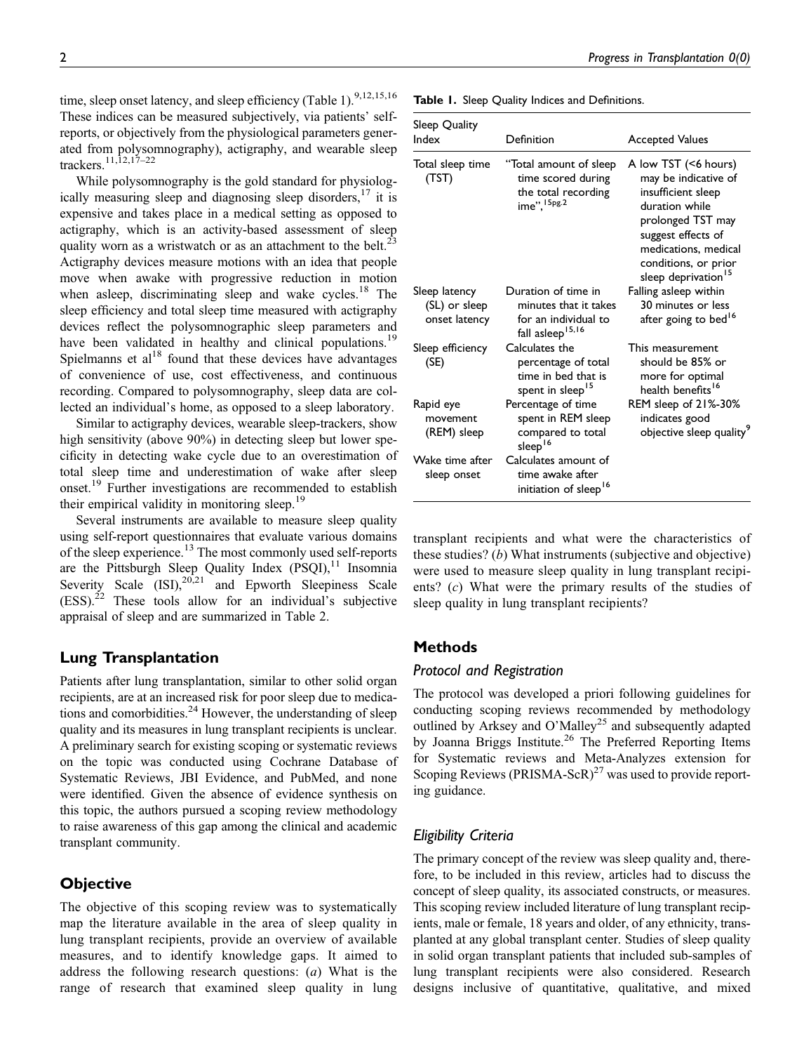time, sleep onset latency, and sleep efficiency (Table 1).[9,12,15,16] These indices can be measured subjectively, via patients' self-reports, or objectively from the physiological parameters generated from polysomnography), actigraphy, and wearable sleep trackers.[11,12,17–22]

While polysomnography is the gold standard for physiologically measuring sleep and diagnosing sleep disorders,[17] it is expensive and takes place in a medical setting as opposed to actigraphy, which is an activity-based assessment of sleep quality worn as a wristwatch or as an attachment to the belt.[23] Actigraphy devices measure motions with an idea that people move when awake with progressive reduction in motion when asleep, discriminating sleep and wake cycles.[18] The sleep efficiency and total sleep time measured with actigraphy devices reflect the polysomnographic sleep parameters and have been validated in healthy and clinical populations.[19] Spielmanns et al[18] found that these devices have advantages of convenience of use, cost effectiveness, and continuous recording. Compared to polysomnography, sleep data are collected an individual's home, as opposed to a sleep laboratory.

Similar to actigraphy devices, wearable sleep-trackers, show high sensitivity (above 90%) in detecting sleep but lower specificity in detecting wake cycle due to an overestimation of total sleep time and underestimation of wake after sleep onset.[19] Further investigations are recommended to establish their empirical validity in monitoring sleep.[19]

Several instruments are available to measure sleep quality using self-report questionnaires that evaluate various domains of the sleep experience.[13] The most commonly used self-reports are the Pittsburgh Sleep Quality Index (PSQI),[11] Insomnia Severity Scale (ISI),[20,21] and Epworth Sleepiness Scale (ESS).[22] These tools allow for an individual's subjective appraisal of sleep and are summarized in Table 2.

**Table 1.** Sleep Quality Indices and Definitions.

| Sleep Quality Index | Definition | Accepted Values |
|---|---|---|
| Total sleep time (TST) | "Total amount of sleep time scored during the total recording ime",[15pg.2] | A low TST (<6 hours) may be indicative of insufficient sleep duration while prolonged TST may suggest effects of medications, medical conditions, or prior sleep deprivation[15] |
| Sleep latency (SL) or sleep onset latency | Duration of time in minutes that it takes for an individual to fall asleep[15,16] | Falling asleep within 30 minutes or less after going to bed[16] |
| Sleep efficiency (SE) | Calculates the percentage of total time in bed that is spent in sleep[15] | This measurement should be 85% or more for optimal health benefits[16] |
| Rapid eye movement (REM) sleep | Percentage of time spent in REM sleep compared to total sleep[16] | REM sleep of 21%-30% indicates good objective sleep quality[9] |
| Wake time after sleep onset | Calculates amount of time awake after initiation of sleep[16] | |

## Lung Transplantation

Patients after lung transplantation, similar to other solid organ recipients, are at an increased risk for poor sleep due to medications and comorbidities.[24] However, the understanding of sleep quality and its measures in lung transplant recipients is unclear. A preliminary search for existing scoping or systematic reviews on the topic was conducted using Cochrane Database of Systematic Reviews, JBI Evidence, and PubMed, and none were identified. Given the absence of evidence synthesis on this topic, the authors pursued a scoping review methodology to raise awareness of this gap among the clinical and academic transplant community.

## Objective

The objective of this scoping review was to systematically map the literature available in the area of sleep quality in lung transplant recipients, provide an overview of available measures, and to identify knowledge gaps. It aimed to address the following research questions: (*a*) What is the range of research that examined sleep quality in lung transplant recipients and what were the characteristics of these studies? (*b*) What instruments (subjective and objective) were used to measure sleep quality in lung transplant recipients? (*c*) What were the primary results of the studies of sleep quality in lung transplant recipients?

## Methods

### Protocol and Registration

The protocol was developed a priori following guidelines for conducting scoping reviews recommended by methodology outlined by Arksey and O'Malley[25] and subsequently adapted by Joanna Briggs Institute.[26] The Preferred Reporting Items for Systematic reviews and Meta-Analyzes extension for Scoping Reviews (PRISMA-ScR)[27] was used to provide reporting guidance.

### Eligibility Criteria

The primary concept of the review was sleep quality and, therefore, to be included in this review, articles had to discuss the concept of sleep quality, its associated constructs, or measures. This scoping review included literature of lung transplant recipients, male or female, 18 years and older, of any ethnicity, transplanted at any global transplant center. Studies of sleep quality in solid organ transplant patients that included sub-samples of lung transplant recipients were also considered. Research designs inclusive of quantitative, qualitative, and mixed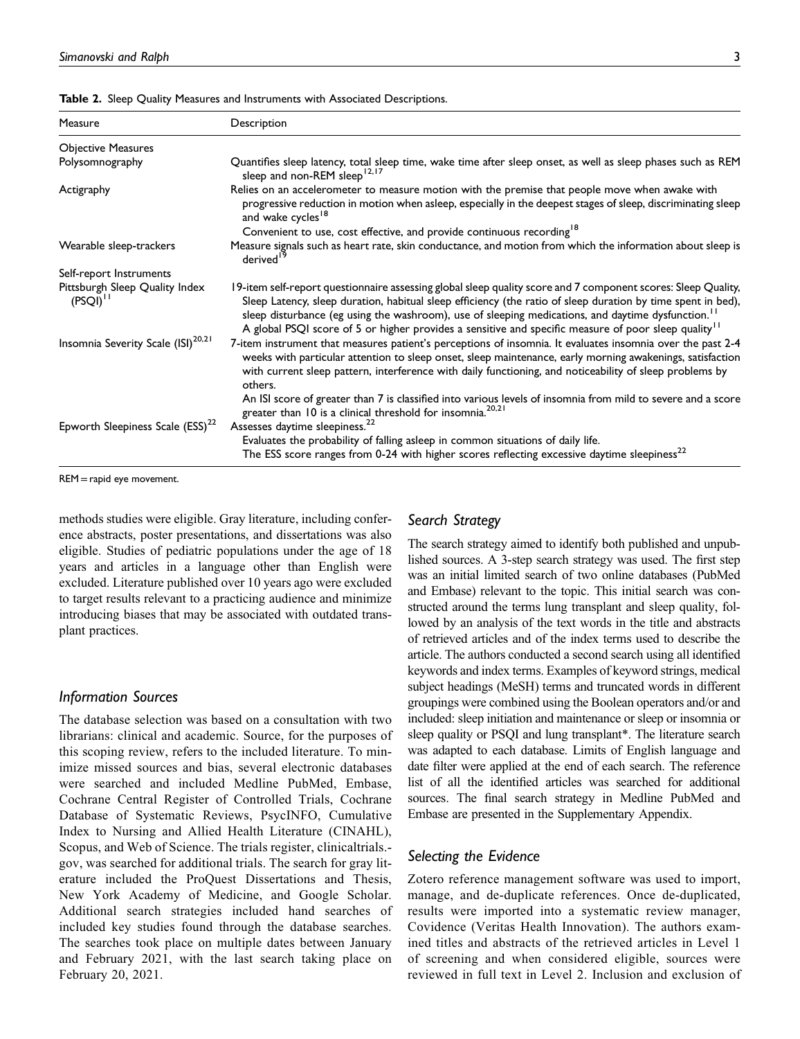**Table 2.** Sleep Quality Measures and Instruments with Associated Descriptions.

| Measure | Description |
| --- | --- |
| Objective Measures | |
| Polysomnography | Quantifies sleep latency, total sleep time, wake time after sleep onset, as well as sleep phases such as REM sleep and non-REM sleep[12,17] |
| Actigraphy | Relies on an accelerometer to measure motion with the premise that people move when awake with progressive reduction in motion when asleep, especially in the deepest stages of sleep, discriminating sleep and wake cycles[18]<br>Convenient to use, cost effective, and provide continuous recording[18] |
| Wearable sleep-trackers | Measure signals such as heart rate, skin conductance, and motion from which the information about sleep is derived[19] |
| Self-report Instruments | |
| Pittsburgh Sleep Quality Index (PSQI)[11] | 19-item self-report questionnaire assessing global sleep quality score and 7 component scores: Sleep Quality, Sleep Latency, sleep duration, habitual sleep efficiency (the ratio of sleep duration by time spent in bed), sleep disturbance (eg using the washroom), use of sleeping medications, and daytime dysfunction.[11]<br>A global PSQI score of 5 or higher provides a sensitive and specific measure of poor sleep quality[11] |
| Insomnia Severity Scale (ISI)[20,21] | 7-item instrument that measures patient's perceptions of insomnia. It evaluates insomnia over the past 2-4 weeks with particular attention to sleep onset, sleep maintenance, early morning awakenings, satisfaction with current sleep pattern, interference with daily functioning, and noticeability of sleep problems by others.<br>An ISI score of greater than 7 is classified into various levels of insomnia from mild to severe and a score greater than 10 is a clinical threshold for insomnia.[20,21] |
| Epworth Sleepiness Scale (ESS)[22] | Assesses daytime sleepiness.[22]<br>Evaluates the probability of falling asleep in common situations of daily life.<br>The ESS score ranges from 0-24 with higher scores reflecting excessive daytime sleepiness[22] |

REM = rapid eye movement.

methods studies were eligible. Gray literature, including conference abstracts, poster presentations, and dissertations was also eligible. Studies of pediatric populations under the age of 18 years and articles in a language other than English were excluded. Literature published over 10 years ago were excluded to target results relevant to a practicing audience and minimize introducing biases that may be associated with outdated transplant practices.

## Information Sources

The database selection was based on a consultation with two librarians: clinical and academic. Source, for the purposes of this scoping review, refers to the included literature. To minimize missed sources and bias, several electronic databases were searched and included Medline PubMed, Embase, Cochrane Central Register of Controlled Trials, Cochrane Database of Systematic Reviews, PsycINFO, Cumulative Index to Nursing and Allied Health Literature (CINAHL), Scopus, and Web of Science. The trials register, clinicaltrials.gov, was searched for additional trials. The search for gray literature included the ProQuest Dissertations and Thesis, New York Academy of Medicine, and Google Scholar. Additional search strategies included hand searches of included key studies found through the database searches. The searches took place on multiple dates between January and February 2021, with the last search taking place on February 20, 2021.

## Search Strategy

The search strategy aimed to identify both published and unpublished sources. A 3-step search strategy was used. The first step was an initial limited search of two online databases (PubMed and Embase) relevant to the topic. This initial search was constructed around the terms lung transplant and sleep quality, followed by an analysis of the text words in the title and abstracts of retrieved articles and of the index terms used to describe the article. The authors conducted a second search using all identified keywords and index terms. Examples of keyword strings, medical subject headings (MeSH) terms and truncated words in different groupings were combined using the Boolean operators and/or and included: sleep initiation and maintenance or sleep or insomnia or sleep quality or PSQI and lung transplant*. The literature search was adapted to each database. Limits of English language and date filter were applied at the end of each search. The reference list of all the identified articles was searched for additional sources. The final search strategy in Medline PubMed and Embase are presented in the Supplementary Appendix.

## Selecting the Evidence

Zotero reference management software was used to import, manage, and de-duplicate references. Once de-duplicated, results were imported into a systematic review manager, Covidence (Veritas Health Innovation). The authors examined titles and abstracts of the retrieved articles in Level 1 of screening and when considered eligible, sources were reviewed in full text in Level 2. Inclusion and exclusion of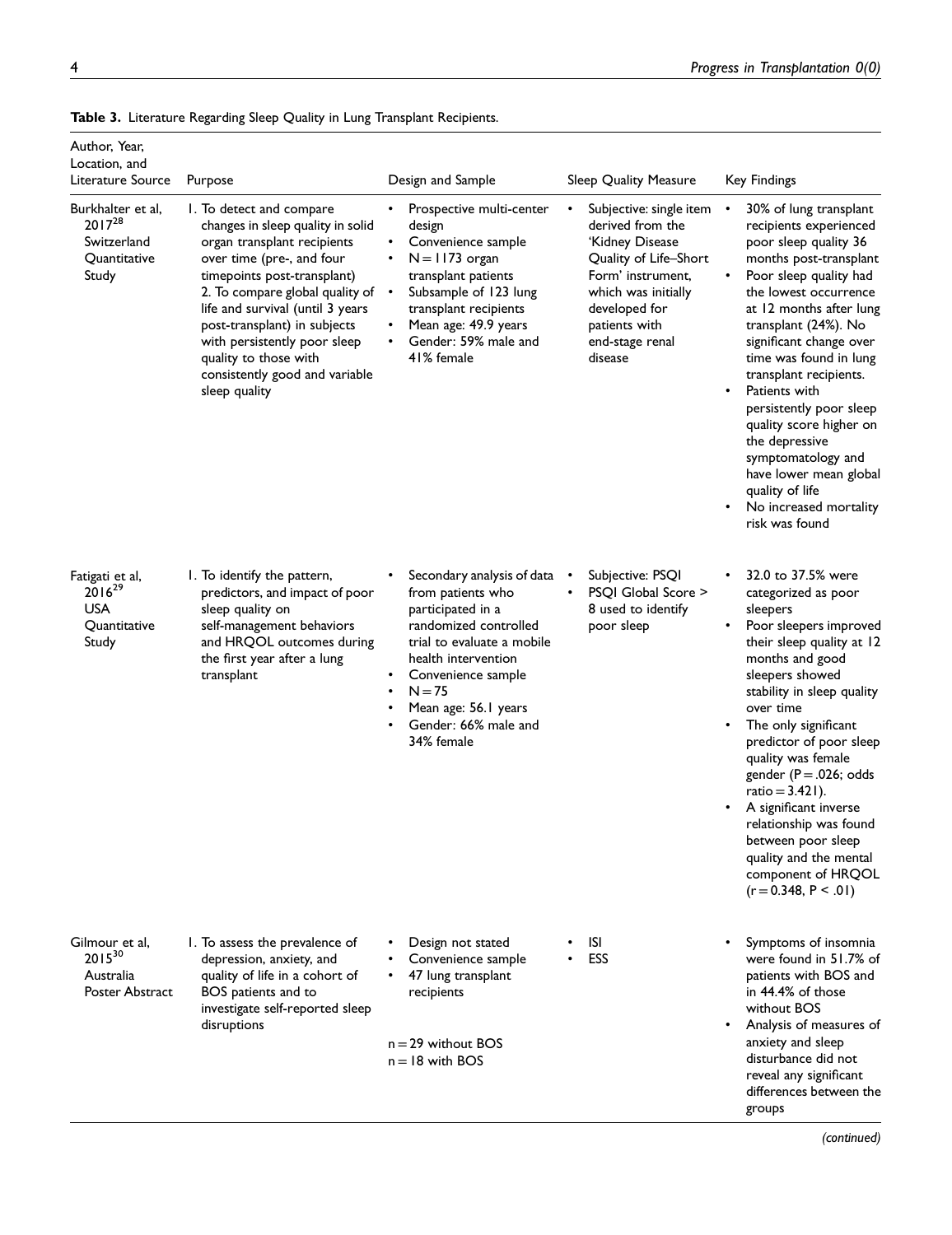**Table 3.** Literature Regarding Sleep Quality in Lung Transplant Recipients.

| Author, Year, Location, and Literature Source | Purpose | Design and Sample | Sleep Quality Measure | Key Findings |
|---|---|---|---|---|
| Burkhalter et al, 2017[28] Switzerland Quantitative Study | 1. To detect and compare changes in sleep quality in solid organ transplant recipients over time (pre-, and four timepoints post-transplant) 2. To compare global quality of life and survival (until 3 years post-transplant) in subjects with persistently poor sleep quality to those with consistently good and variable sleep quality | • Prospective multi-center design • Convenience sample • N = 1173 organ transplant patients • Subsample of 123 lung transplant recipients • Mean age: 49.9 years • Gender: 59% male and 41% female | • Subjective: single item derived from the 'Kidney Disease Quality of Life–Short Form' instrument, which was initially developed for patients with end-stage renal disease | • 30% of lung transplant recipients experienced poor sleep quality 36 months post-transplant • Poor sleep quality had the lowest occurrence at 12 months after lung transplant (24%). No significant change over time was found in lung transplant recipients. • Patients with persistently poor sleep quality score higher on the depressive symptomatology and have lower mean global quality of life • No increased mortality risk was found |
| Fatigati et al, 2016[29] USA Quantitative Study | 1. To identify the pattern, predictors, and impact of poor sleep quality on self-management behaviors and HRQOL outcomes during the first year after a lung transplant | • Secondary analysis of data from patients who participated in a randomized controlled trial to evaluate a mobile health intervention • Convenience sample • N = 75 • Mean age: 56.1 years • Gender: 66% male and 34% female | • Subjective: PSQI • PSQI Global Score > 8 used to identify poor sleep | • 32.0 to 37.5% were categorized as poor sleepers • Poor sleepers improved their sleep quality at 12 months and good sleepers showed stability in sleep quality over time • The only significant predictor of poor sleep quality was female gender ($P = .026$; odds ratio = 3.421). • A significant inverse relationship was found between poor sleep quality and the mental component of HRQOL ($r = 0.348$, $P < .01$) |
| Gilmour et al, 2015[30] Australia Poster Abstract | 1. To assess the prevalence of depression, anxiety, and quality of life in a cohort of BOS patients and to investigate self-reported sleep disruptions | • Design not stated • Convenience sample • 47 lung transplant recipients n = 29 without BOS n = 18 with BOS | • ISI • ESS | • Symptoms of insomnia were found in 51.7% of patients with BOS and in 44.4% of those without BOS • Analysis of measures of anxiety and sleep disturbance did not reveal any significant differences between the groups |

*(continued)*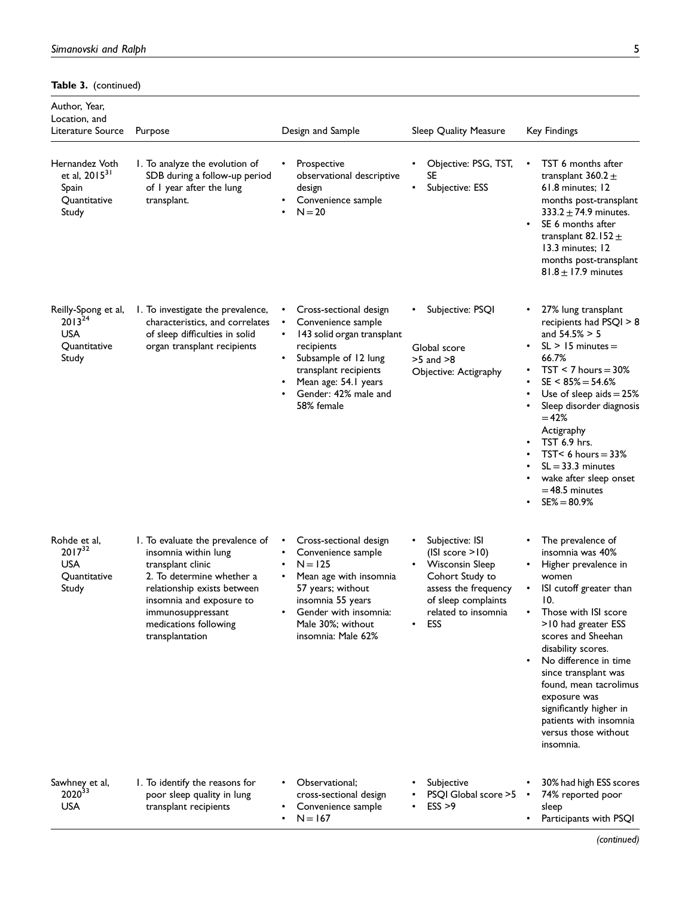**Table 3.** (continued)

| Author, Year, Location, and Literature Source | Purpose | Design and Sample | Sleep Quality Measure | Key Findings |
|---|---|---|---|---|
| Hernandez Voth et al, 2015[31] Spain Quantitative Study | 1. To analyze the evolution of SDB during a follow-up period of 1 year after the lung transplant. | • Prospective observational descriptive design<br>• Convenience sample<br>• N = 20 | • Objective: PSG, TST, SE<br>• Subjective: ESS | • TST 6 months after transplant 360.2 ± 61.8 minutes; 12 months post-transplant 333.2 ± 74.9 minutes.<br>• SE 6 months after transplant 82.152 ± 13.3 minutes; 12 months post-transplant 81.8 ± 17.9 minutes |
| Reilly-Spong et al, 2013[24] USA Quantitative Study | 1. To investigate the prevalence, characteristics, and correlates of sleep difficulties in solid organ transplant recipients | • Cross-sectional design<br>• Convenience sample<br>• 143 solid organ transplant recipients<br>• Subsample of 12 lung transplant recipients<br>• Mean age: 54.1 years<br>• Gender: 42% male and 58% female | • Subjective: PSQI<br><br>Global score >5 and >8<br>Objective: Actigraphy | • 27% lung transplant recipients had PSQI > 8 and 54.5% > 5<br>• SL > 15 minutes = 66.7%<br>• TST < 7 hours = 30%<br>• SE < 85% = 54.6%<br>• Use of sleep aids = 25%<br>• Sleep disorder diagnosis = 42%<br>Actigraphy<br>• TST 6.9 hrs.<br>• TST< 6 hours = 33%<br>• SL = 33.3 minutes<br>• wake after sleep onset = 48.5 minutes<br>• SE% = 80.9% |
| Rohde et al, 2017[32] USA Quantitative Study | 1. To evaluate the prevalence of insomnia within lung transplant clinic<br>2. To determine whether a relationship exists between insomnia and exposure to immunosuppressant medications following transplantation | • Cross-sectional design<br>• Convenience sample<br>• N = 125<br>• Mean age with insomnia 57 years; without insomnia 55 years<br>• Gender with insomnia: Male 30%; without insomnia: Male 62% | • Subjective: ISI (ISI score >10)<br>• Wisconsin Sleep Cohort Study to assess the frequency of sleep complaints related to insomnia<br>• ESS | • The prevalence of insomnia was 40%<br>• Higher prevalence in women<br>• ISI cutoff greater than 10.<br>• Those with ISI score >10 had greater ESS scores and Sheehan disability scores.<br>• No difference in time since transplant was found, mean tacrolimus exposure was significantly higher in patients with insomnia versus those without insomnia. |
| Sawhney et al, 2020[33] USA | 1. To identify the reasons for poor sleep quality in lung transplant recipients | • Observational; cross-sectional design<br>• Convenience sample<br>• N = 167 | • Subjective<br>• PSQI Global score >5<br>• ESS >9 | • 30% had high ESS scores<br>• 74% reported poor sleep<br>• Participants with PSQI |

*(continued)*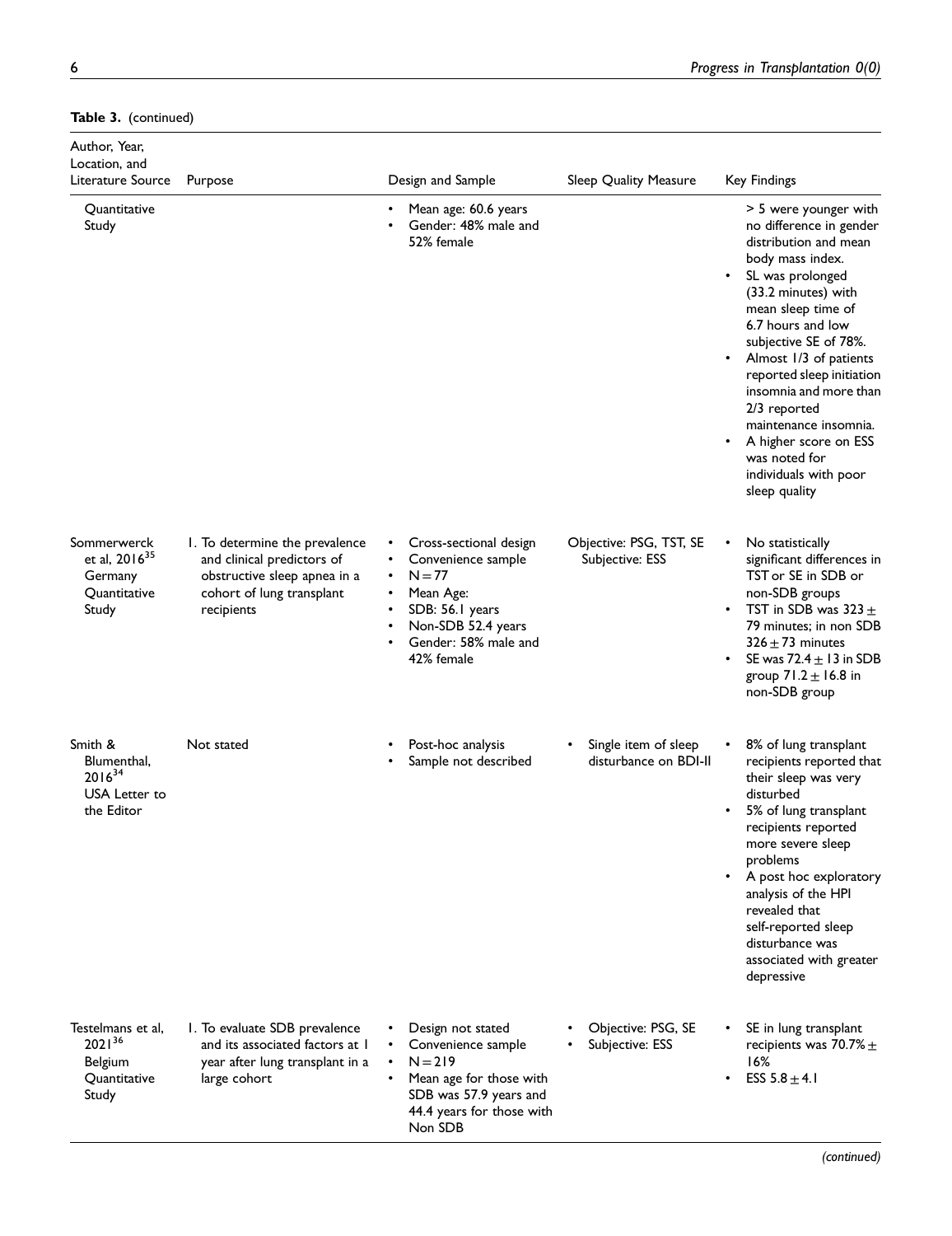**Table 3.** (continued)

| Author, Year, Location, and Literature Source | Purpose | Design and Sample | Sleep Quality Measure | Key Findings |
|---|---|---|---|---|
| Quantitative Study | | • Mean age: 60.6 years<br>• Gender: 48% male and 52% female | | > 5 were younger with no difference in gender distribution and mean body mass index.<br>• SL was prolonged (33.2 minutes) with mean sleep time of 6.7 hours and low subjective SE of 78%.<br>• Almost 1/3 of patients reported sleep initiation insomnia and more than 2/3 reported maintenance insomnia.<br>• A higher score on ESS was noted for individuals with poor sleep quality |
| Sommerwerck et al, 2016[35] Germany Quantitative Study | 1. To determine the prevalence and clinical predictors of obstructive sleep apnea in a cohort of lung transplant recipients | • Cross-sectional design<br>• Convenience sample<br>• N = 77<br>• Mean Age:<br>• SDB: 56.1 years<br>• Non-SDB 52.4 years<br>• Gender: 58% male and 42% female | Objective: PSG, TST, SE Subjective: ESS | • No statistically significant differences in TST or SE in SDB or non-SDB groups<br>• TST in SDB was 323 ± 79 minutes; in non SDB 326 ± 73 minutes<br>• SE was 72.4 ± 13 in SDB group 71.2 ± 16.8 in non-SDB group |
| Smith & Blumenthal, 2016[34] USA Letter to the Editor | Not stated | • Post-hoc analysis<br>• Sample not described | • Single item of sleep disturbance on BDI-II | • 8% of lung transplant recipients reported that their sleep was very disturbed<br>• 5% of lung transplant recipients reported more severe sleep problems<br>• A post hoc exploratory analysis of the HPI revealed that self-reported sleep disturbance was associated with greater depressive |
| Testelmans et al, 2021[36] Belgium Quantitative Study | 1. To evaluate SDB prevalence and its associated factors at 1 year after lung transplant in a large cohort | • Design not stated<br>• Convenience sample<br>• N = 219<br>• Mean age for those with SDB was 57.9 years and 44.4 years for those with Non SDB | • Objective: PSG, SE<br>• Subjective: ESS | • SE in lung transplant recipients was 70.7% ± 16%<br>• ESS 5.8 ± 4.1 |

*(continued)*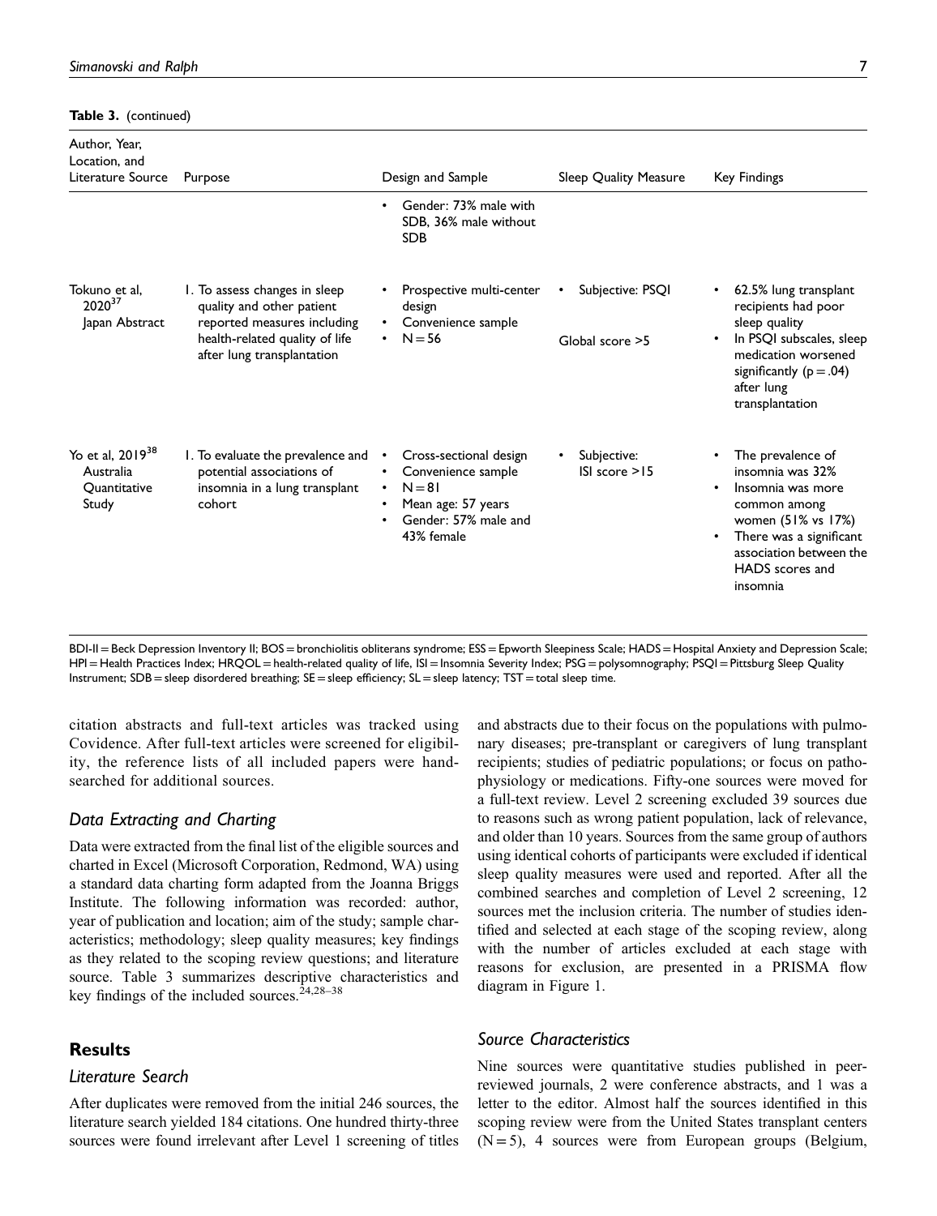**Table 3.** (continued)

| Author, Year, Location, and Literature Source | Purpose | Design and Sample | Sleep Quality Measure | Key Findings |
|---|---|---|---|---|
| | | • Gender: 73% male with SDB, 36% male without SDB | | |
| Tokuno et al, 2020[37] Japan Abstract | 1. To assess changes in sleep quality and other patient reported measures including health-related quality of life after lung transplantation | • Prospective multi-center design<br>• Convenience sample<br>• N = 56 | • Subjective: PSQI<br>Global score >5 | • 62.5% lung transplant recipients had poor sleep quality<br>• In PSQI subscales, sleep medication worsened significantly (p = .04) after lung transplantation |
| Yo et al, 2019[38] Australia Quantitative Study | 1. To evaluate the prevalence and potential associations of insomnia in a lung transplant cohort | • Cross-sectional design<br>• Convenience sample<br>• N = 81<br>• Mean age: 57 years<br>• Gender: 57% male and 43% female | • Subjective: ISI score >15 | • The prevalence of insomnia was 32%<br>• Insomnia was more common among women (51% vs 17%)<br>• There was a significant association between the HADS scores and insomnia |

BDI-II = Beck Depression Inventory II; BOS = bronchiolitis obliterans syndrome; ESS = Epworth Sleepiness Scale; HADS = Hospital Anxiety and Depression Scale; HPI = Health Practices Index; HRQOL = health-related quality of life, ISI = Insomnia Severity Index; PSG = polysomnography; PSQI = Pittsburg Sleep Quality Instrument; SDB = sleep disordered breathing; SE = sleep efficiency; SL = sleep latency; TST = total sleep time.

citation abstracts and full-text articles was tracked using Covidence. After full-text articles were screened for eligibility, the reference lists of all included papers were hand-searched for additional sources.

### *Data Extracting and Charting*

Data were extracted from the final list of the eligible sources and charted in Excel (Microsoft Corporation, Redmond, WA) using a standard data charting form adapted from the Joanna Briggs Institute. The following information was recorded: author, year of publication and location; aim of the study; sample characteristics; methodology; sleep quality measures; key findings as they related to the scoping review questions; and literature source. Table 3 summarizes descriptive characteristics and key findings of the included sources.[24,28–38]

## Results

### *Literature Search*

After duplicates were removed from the initial 246 sources, the literature search yielded 184 citations. One hundred thirty-three sources were found irrelevant after Level 1 screening of titles and abstracts due to their focus on the populations with pulmonary diseases; pre-transplant or caregivers of lung transplant recipients; studies of pediatric populations; or focus on pathophysiology or medications. Fifty-one sources were moved for a full-text review. Level 2 screening excluded 39 sources due to reasons such as wrong patient population, lack of relevance, and older than 10 years. Sources from the same group of authors using identical cohorts of participants were excluded if identical sleep quality measures were used and reported. After all the combined searches and completion of Level 2 screening, 12 sources met the inclusion criteria. The number of studies identified and selected at each stage of the scoping review, along with the number of articles excluded at each stage with reasons for exclusion, are presented in a PRISMA flow diagram in Figure 1.

### *Source Characteristics*

Nine sources were quantitative studies published in peer-reviewed journals, 2 were conference abstracts, and 1 was a letter to the editor. Almost half the sources identified in this scoping review were from the United States transplant centers (N = 5), 4 sources were from European groups (Belgium,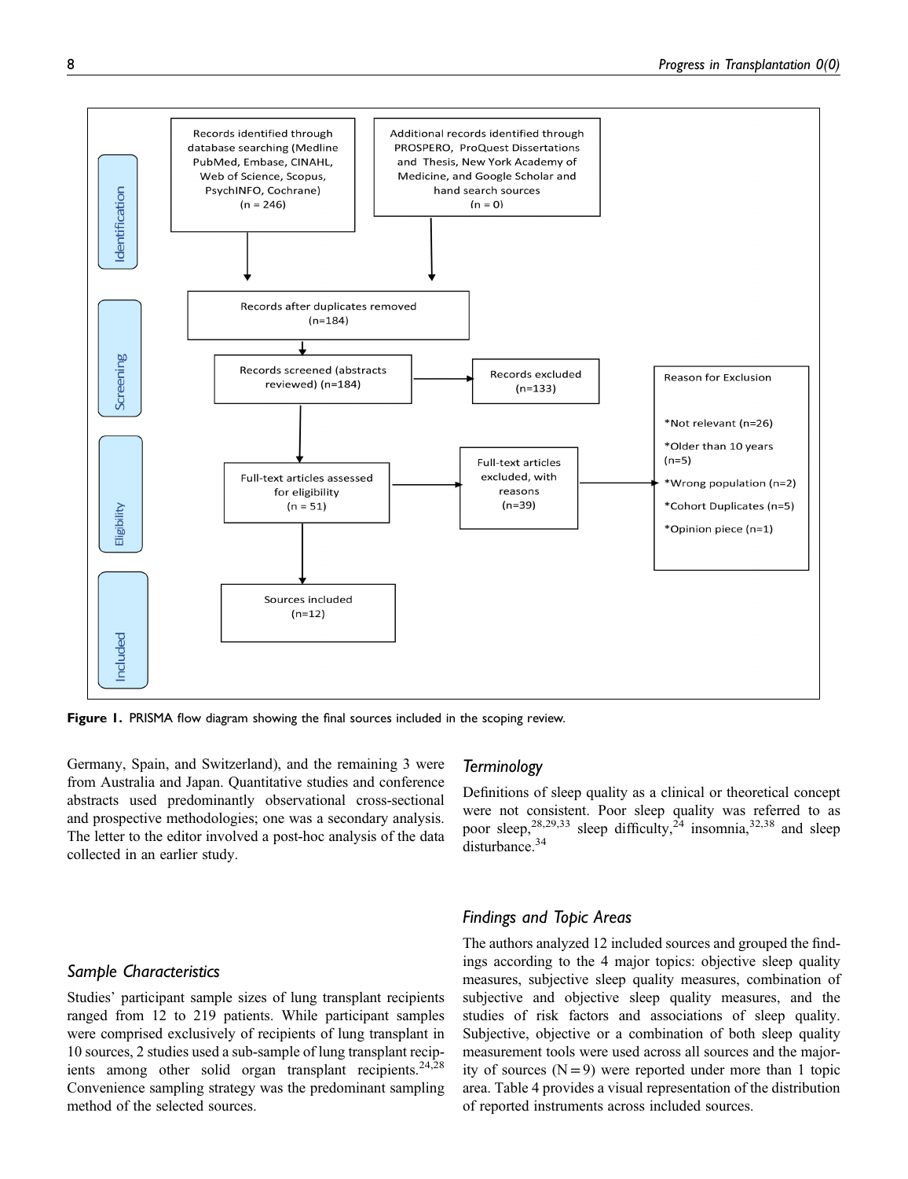Records identified through database searching (Medline PubMed, Embase, CINAHL, Web of Science, Scopus, PsychINFO, Cochrane) (n = 246)

Additional records identified through PROSPERO, ProQuest Dissertations and Thesis, New York Academy of Medicine, and Google Scholar and hand search sources (n = 0)

Records after duplicates removed (n=184)

Records screened (abstracts reviewed) (n=184)

Records excluded (n=133)

Full-text articles assessed for eligibility (n = 51)

Full-text articles excluded, with reasons (n=39)

Reason for Exclusion

*Not relevant (n=26)

*Older than 10 years (n=5)

*Wrong population (n=2)

*Cohort Duplicates (n=5)

*Opinion piece (n=1)

Sources included (n=12)

Identification | Screening | Eligibility | Included

**Figure 1.** PRISMA flow diagram showing the final sources included in the scoping review.

Germany, Spain, and Switzerland), and the remaining 3 were from Australia and Japan. Quantitative studies and conference abstracts used predominantly observational cross-sectional and prospective methodologies; one was a secondary analysis. The letter to the editor involved a post-hoc analysis of the data collected in an earlier study.

### *Sample Characteristics*

Studies' participant sample sizes of lung transplant recipients ranged from 12 to 219 patients. While participant samples were comprised exclusively of recipients of lung transplant in 10 sources, 2 studies used a sub-sample of lung transplant recipients among other solid organ transplant recipients.[24,28] Convenience sampling strategy was the predominant sampling method of the selected sources.

### *Terminology*

Definitions of sleep quality as a clinical or theoretical concept were not consistent. Poor sleep quality was referred to as poor sleep,[28,29,33] sleep difficulty,[24] insomnia,[32,38] and sleep disturbance.[34]

### *Findings and Topic Areas*

The authors analyzed 12 included sources and grouped the findings according to the 4 major topics: objective sleep quality measures, subjective sleep quality measures, combination of subjective and objective sleep quality measures, and the studies of risk factors and associations of sleep quality. Subjective, objective or a combination of both sleep quality measurement tools were used across all sources and the majority of sources (N = 9) were reported under more than 1 topic area. Table 4 provides a visual representation of the distribution of reported instruments across included sources.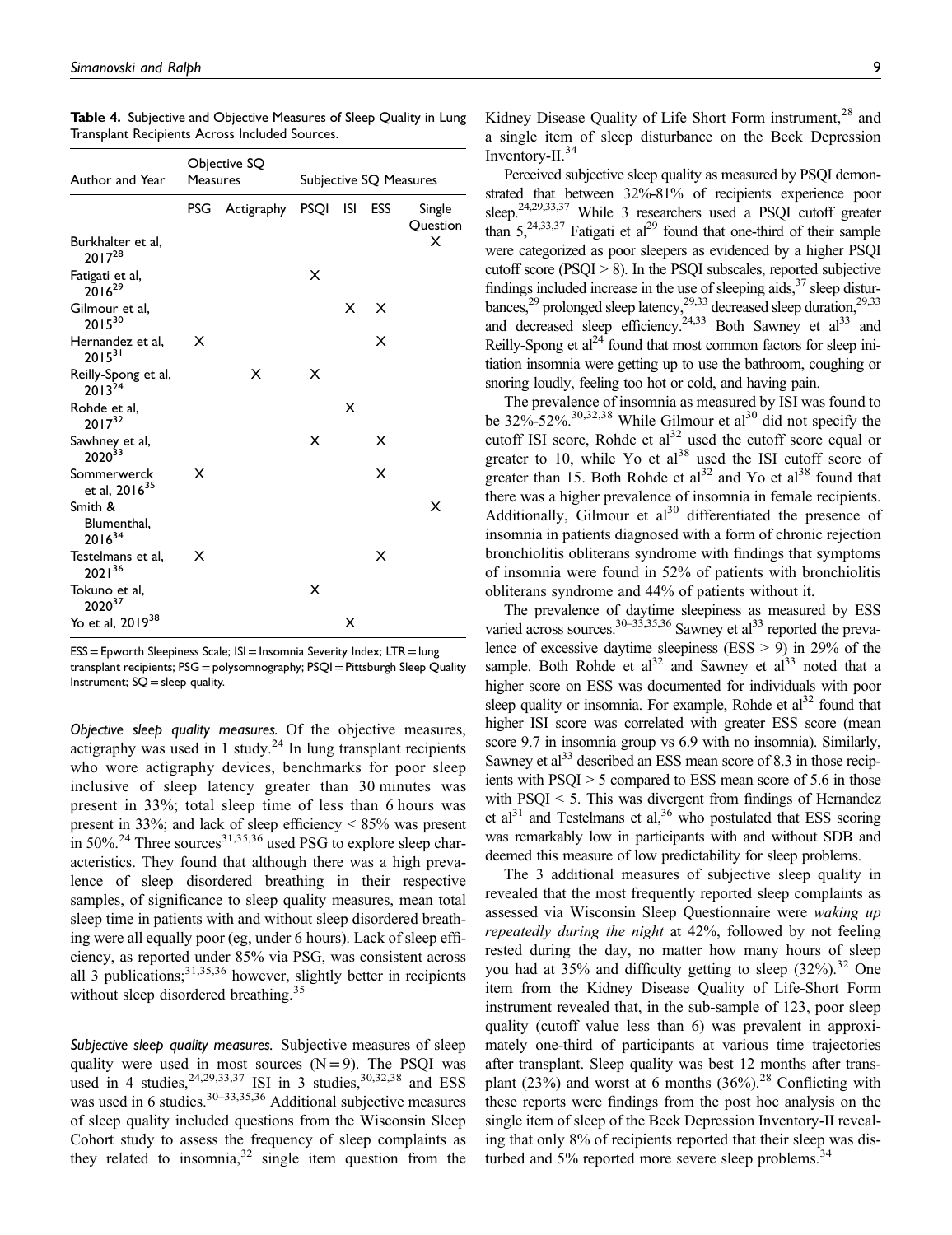**Table 4.** Subjective and Objective Measures of Sleep Quality in Lung Transplant Recipients Across Included Sources.

| Author and Year | Objective SQ Measures | | Subjective SQ Measures | | | |
|---|---|---|---|---|---|---|
| | PSG | Actigraphy | PSQI | ISI | ESS | Single Question |
| Burkhalter et al, 2017[28] | | | | | | X |
| Fatigati et al, 2016[29] | | | X | | | |
| Gilmour et al, 2015[30] | | | | X | X | |
| Hernandez et al, 2015[31] | X | | | | X | |
| Reilly-Spong et al, 2013[24] | | X | X | | | |
| Rohde et al, 2017[32] | | | | X | | |
| Sawhney et al, 2020[33] | | | X | | X | |
| Sommerwerck et al, 2016[35] | X | | | | X | |
| Smith & Blumenthal, 2016[34] | | | | | | X |
| Testelmans et al, 2021[36] | X | | | | X | |
| Tokuno et al, 2020[37] | | | X | | | |
| Yo et al, 2019[38] | | | | X | | |

ESS = Epworth Sleepiness Scale; ISI = Insomnia Severity Index; LTR = lung transplant recipients; PSG = polysomnography; PSQI = Pittsburgh Sleep Quality Instrument; SQ = sleep quality.

*Objective sleep quality measures.* Of the objective measures, actigraphy was used in 1 study.[24] In lung transplant recipients who wore actigraphy devices, benchmarks for poor sleep inclusive of sleep latency greater than 30 minutes was present in 33%; total sleep time of less than 6 hours was present in 33%; and lack of sleep efficiency < 85% was present in 50%.[24] Three sources[31,35,36] used PSG to explore sleep characteristics. They found that although there was a high prevalence of sleep disordered breathing in their respective samples, of significance to sleep quality measures, mean total sleep time in patients with and without sleep disordered breathing were all equally poor (eg, under 6 hours). Lack of sleep efficiency, as reported under 85% via PSG, was consistent across all 3 publications;[31,35,36] however, slightly better in recipients without sleep disordered breathing.[35]

*Subjective sleep quality measures.* Subjective measures of sleep quality were used in most sources (N = 9). The PSQI was used in 4 studies,[24,29,33,37] ISI in 3 studies,[30,32,38] and ESS was used in 6 studies.[30–33,35,36] Additional subjective measures of sleep quality included questions from the Wisconsin Sleep Cohort study to assess the frequency of sleep complaints as they related to insomnia,[32] single item question from the Kidney Disease Quality of Life Short Form instrument,[28] and a single item of sleep disturbance on the Beck Depression Inventory-II.[34]

Perceived subjective sleep quality as measured by PSQI demonstrated that between 32%-81% of recipients experience poor sleep.[24,29,33,37] While 3 researchers used a PSQI cutoff greater than 5,[24,33,37] Fatigati et al[29] found that one-third of their sample were categorized as poor sleepers as evidenced by a higher PSQI cutoff score (PSQI > 8). In the PSQI subscales, reported subjective findings included increase in the use of sleeping aids,[37] sleep disturbances,[29] prolonged sleep latency,[29,33] decreased sleep duration,[29,33] and decreased sleep efficiency.[24,33] Both Sawney et al[33] and Reilly-Spong et al[24] found that most common factors for sleep initiation insomnia were getting up to use the bathroom, coughing or snoring loudly, feeling too hot or cold, and having pain.

The prevalence of insomnia as measured by ISI was found to be 32%-52%.[30,32,38] While Gilmour et al[30] did not specify the cutoff ISI score, Rohde et al[32] used the cutoff score equal or greater to 10, while Yo et al[38] used the ISI cutoff score of greater than 15. Both Rohde et al[32] and Yo et al[38] found that there was a higher prevalence of insomnia in female recipients. Additionally, Gilmour et al[30] differentiated the presence of insomnia in patients diagnosed with a form of chronic rejection bronchiolitis obliterans syndrome with findings that symptoms of insomnia were found in 52% of patients with bronchiolitis obliterans syndrome and 44% of patients without it.

The prevalence of daytime sleepiness as measured by ESS varied across sources.[30–33,35,36] Sawney et al[33] reported the prevalence of excessive daytime sleepiness (ESS > 9) in 29% of the sample. Both Rohde et al[32] and Sawney et al[33] noted that a higher score on ESS was documented for individuals with poor sleep quality or insomnia. For example, Rohde et al[32] found that higher ISI score was correlated with greater ESS score (mean score 9.7 in insomnia group vs 6.9 with no insomnia). Similarly, Sawney et al[33] described an ESS mean score of 8.3 in those recipients with PSQI > 5 compared to ESS mean score of 5.6 in those with PSQI < 5. This was divergent from findings of Hernandez et al[31] and Testelmans et al,[36] who postulated that ESS scoring was remarkably low in participants with and without SDB and deemed this measure of low predictability for sleep problems.

The 3 additional measures of subjective sleep quality in revealed that the most frequently reported sleep complaints as assessed via Wisconsin Sleep Questionnaire were *waking up repeatedly during the night* at 42%, followed by not feeling rested during the day, no matter how many hours of sleep you had at 35% and difficulty getting to sleep (32%).[32] One item from the Kidney Disease Quality of Life-Short Form instrument revealed that, in the sub-sample of 123, poor sleep quality (cutoff value less than 6) was prevalent in approximately one-third of participants at various time trajectories after transplant. Sleep quality was best 12 months after transplant (23%) and worst at 6 months (36%).[28] Conflicting with these reports were findings from the post hoc analysis on the single item of sleep of the Beck Depression Inventory-II revealing that only 8% of recipients reported that their sleep was disturbed and 5% reported more severe sleep problems.[34]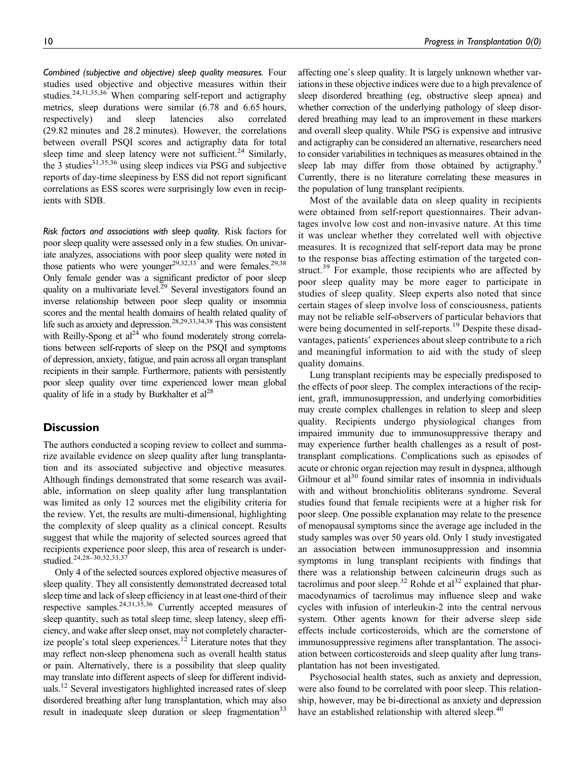*Combined (subjective and objective) sleep quality measures.* Four studies used objective and objective measures within their studies.[24,31,35,36] When comparing self-report and actigraphy metrics, sleep durations were similar (6.78 and 6.65 hours, respectively) and sleep latencies also correlated (29.82 minutes and 28.2 minutes). However, the correlations between overall PSQI scores and actigraphy data for total sleep time and sleep latency were not sufficient.[24] Similarly, the 3 studies[31,35,36] using sleep indices via PSG and subjective reports of day-time sleepiness by ESS did not report significant correlations as ESS scores were surprisingly low even in recipients with SDB.

*Risk factors and associations with sleep quality.* Risk factors for poor sleep quality were assessed only in a few studies. On univariate analyzes, associations with poor sleep quality were noted in those patients who were younger[29,32,33] and were females.[29,38] Only female gender was a significant predictor of poor sleep quality on a multivariate level.[29] Several investigators found an inverse relationship between poor sleep quality or insomnia scores and the mental health domains of health related quality of life such as anxiety and depression.[28,29,33,34,38] This was consistent with Reilly-Spong et al[24] who found moderately strong correlations between self-reports of sleep on the PSQI and symptoms of depression, anxiety, fatigue, and pain across all organ transplant recipients in their sample. Furthermore, patients with persistently poor sleep quality over time experienced lower mean global quality of life in a study by Burkhalter et al[28]

## Discussion

The authors conducted a scoping review to collect and summarize available evidence on sleep quality after lung transplantation and its associated subjective and objective measures. Although findings demonstrated that some research was available, information on sleep quality after lung transplantation was limited as only 12 sources met the eligibility criteria for the review. Yet, the results are multi-dimensional, highlighting the complexity of sleep quality as a clinical concept. Results suggest that while the majority of selected sources agreed that recipients experience poor sleep, this area of research is understudied.[24,28–30,32,33,37]

Only 4 of the selected sources explored objective measures of sleep quality. They all consistently demonstrated decreased total sleep time and lack of sleep efficiency in at least one-third of their respective samples.[24,31,35,36] Currently accepted measures of sleep quantity, such as total sleep time, sleep latency, sleep efficiency, and wake after sleep onset, may not completely characterize people's total sleep experiences.[12] Literature notes that they may reflect non-sleep phenomena such as overall health status or pain. Alternatively, there is a possibility that sleep quality may translate into different aspects of sleep for different individuals.[12] Several investigators highlighted increased rates of sleep disordered breathing after lung transplantation, which may also result in inadequate sleep duration or sleep fragmentation[33] affecting one's sleep quality. It is largely unknown whether variations in these objective indices were due to a high prevalence of sleep disordered breathing (eg, obstructive sleep apnea) and whether correction of the underlying pathology of sleep disordered breathing may lead to an improvement in these markers and overall sleep quality. While PSG is expensive and intrusive and actigraphy can be considered an alternative, researchers need to consider variabilities in techniques as measures obtained in the sleep lab may differ from those obtained by actigraphy.[9] Currently, there is no literature correlating these measures in the population of lung transplant recipients.

Most of the available data on sleep quality in recipients were obtained from self-report questionnaires. Their advantages involve low cost and non-invasive nature. At this time it was unclear whether they correlated well with objective measures. It is recognized that self-report data may be prone to the response bias affecting estimation of the targeted construct.[39] For example, those recipients who are affected by poor sleep quality may be more eager to participate in studies of sleep quality. Sleep experts also noted that since certain stages of sleep involve loss of consciousness, patients may not be reliable self-observers of particular behaviors that were being documented in self-reports.[19] Despite these disadvantages, patients' experiences about sleep contribute to a rich and meaningful information to aid with the study of sleep quality domains.

Lung transplant recipients may be especially predisposed to the effects of poor sleep. The complex interactions of the recipient, graft, immunosuppression, and underlying comorbidities may create complex challenges in relation to sleep and sleep quality. Recipients undergo physiological changes from impaired immunity due to immunosuppressive therapy and may experience further health challenges as a result of post-transplant complications. Complications such as episodes of acute or chronic organ rejection may result in dyspnea, although Gilmour et al[30] found similar rates of insomnia in individuals with and without bronchiolitis obliterans syndrome. Several studies found that female recipients were at a higher risk for poor sleep. One possible explanation may relate to the presence of menopausal symptoms since the average age included in the study samples was over 50 years old. Only 1 study investigated an association between immunosuppression and insomnia symptoms in lung transplant recipients with findings that there was a relationship between calcineurin drugs such as tacrolimus and poor sleep.[32] Rohde et al[32] explained that pharmacodynamics of tacrolimus may influence sleep and wake cycles with infusion of interleukin-2 into the central nervous system. Other agents known for their adverse sleep side effects include corticosteroids, which are the cornerstone of immunosuppressive regimens after transplantation. The association between corticosteroids and sleep quality after lung transplantation has not been investigated.

Psychosocial health states, such as anxiety and depression, were also found to be correlated with poor sleep. This relationship, however, may be bi-directional as anxiety and depression have an established relationship with altered sleep.[40]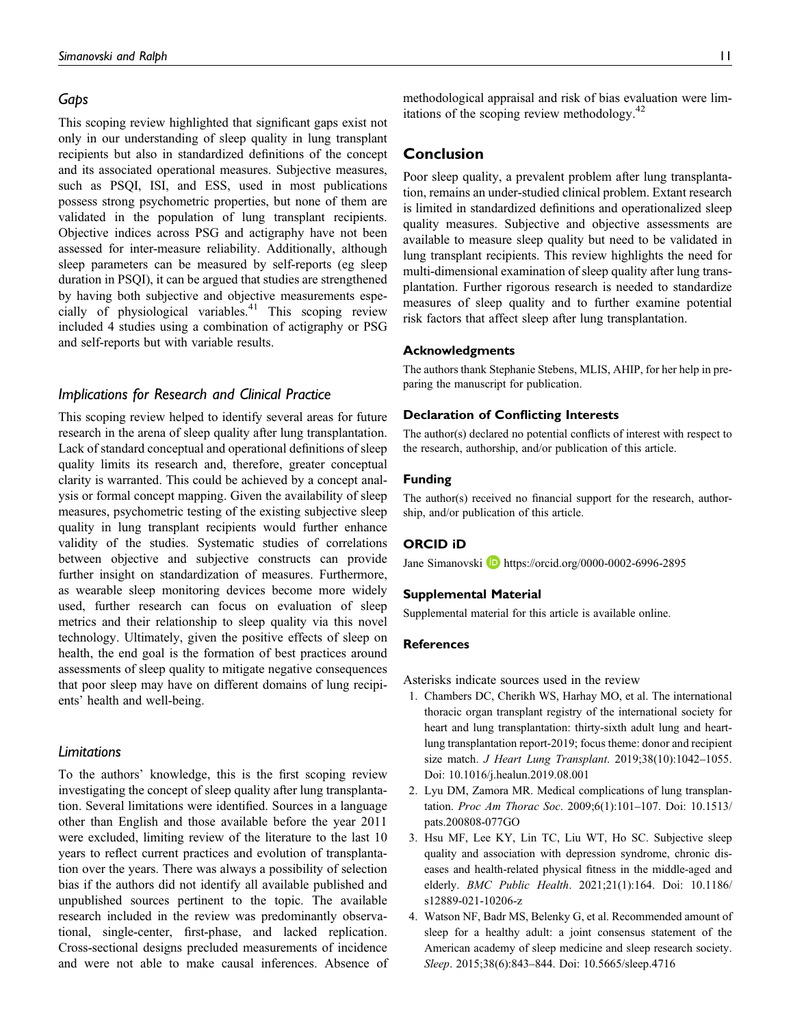### Gaps

This scoping review highlighted that significant gaps exist not only in our understanding of sleep quality in lung transplant recipients but also in standardized definitions of the concept and its associated operational measures. Subjective measures, such as PSQI, ISI, and ESS, used in most publications possess strong psychometric properties, but none of them are validated in the population of lung transplant recipients. Objective indices across PSG and actigraphy have not been assessed for inter-measure reliability. Additionally, although sleep parameters can be measured by self-reports (eg sleep duration in PSQI), it can be argued that studies are strengthened by having both subjective and objective measurements especially of physiological variables.[41] This scoping review included 4 studies using a combination of actigraphy or PSG and self-reports but with variable results.

### Implications for Research and Clinical Practice

This scoping review helped to identify several areas for future research in the arena of sleep quality after lung transplantation. Lack of standard conceptual and operational definitions of sleep quality limits its research and, therefore, greater conceptual clarity is warranted. This could be achieved by a concept analysis or formal concept mapping. Given the availability of sleep measures, psychometric testing of the existing subjective sleep quality in lung transplant recipients would further enhance validity of the studies. Systematic studies of correlations between objective and subjective constructs can provide further insight on standardization of measures. Furthermore, as wearable sleep monitoring devices become more widely used, further research can focus on evaluation of sleep metrics and their relationship to sleep quality via this novel technology. Ultimately, given the positive effects of sleep on health, the end goal is the formation of best practices around assessments of sleep quality to mitigate negative consequences that poor sleep may have on different domains of lung recipients' health and well-being.

### Limitations

To the authors' knowledge, this is the first scoping review investigating the concept of sleep quality after lung transplantation. Several limitations were identified. Sources in a language other than English and those available before the year 2011 were excluded, limiting review of the literature to the last 10 years to reflect current practices and evolution of transplantation over the years. There was always a possibility of selection bias if the authors did not identify all available published and unpublished sources pertinent to the topic. The available research included in the review was predominantly observational, single-center, first-phase, and lacked replication. Cross-sectional designs precluded measurements of incidence and were not able to make causal inferences. Absence of methodological appraisal and risk of bias evaluation were limitations of the scoping review methodology.[42]

## Conclusion

Poor sleep quality, a prevalent problem after lung transplantation, remains an under-studied clinical problem. Extant research is limited in standardized definitions and operationalized sleep quality measures. Subjective and objective assessments are available to measure sleep quality but need to be validated in lung transplant recipients. This review highlights the need for multi-dimensional examination of sleep quality after lung transplantation. Further rigorous research is needed to standardize measures of sleep quality and to further examine potential risk factors that affect sleep after lung transplantation.

### Acknowledgments

The authors thank Stephanie Stebens, MLIS, AHIP, for her help in preparing the manuscript for publication.

### Declaration of Conflicting Interests

The author(s) declared no potential conflicts of interest with respect to the research, authorship, and/or publication of this article.

### Funding

The author(s) received no financial support for the research, authorship, and/or publication of this article.

### ORCID iD

Jane Simanovski https://orcid.org/0000-0002-6996-2895

### Supplemental Material

Supplemental material for this article is available online.

### References

Asterisks indicate sources used in the review

1. Chambers DC, Cherikh WS, Harhay MO, et al. The international thoracic organ transplant registry of the international society for heart and lung transplantation: thirty-sixth adult lung and heart-lung transplantation report-2019; focus theme: donor and recipient size match. *J Heart Lung Transplant*. 2019;38(10):1042–1055. Doi: 10.1016/j.healun.2019.08.001
2. Lyu DM, Zamora MR. Medical complications of lung transplantation. *Proc Am Thorac Soc*. 2009;6(1):101–107. Doi: 10.1513/pats.200808-077GO
3. Hsu MF, Lee KY, Lin TC, Liu WT, Ho SC. Subjective sleep quality and association with depression syndrome, chronic diseases and health-related physical fitness in the middle-aged and elderly. *BMC Public Health*. 2021;21(1):164. Doi: 10.1186/s12889-021-10206-z
4. Watson NF, Badr MS, Belenky G, et al. Recommended amount of sleep for a healthy adult: a joint consensus statement of the American academy of sleep medicine and sleep research society. *Sleep*. 2015;38(6):843–844. Doi: 10.5665/sleep.4716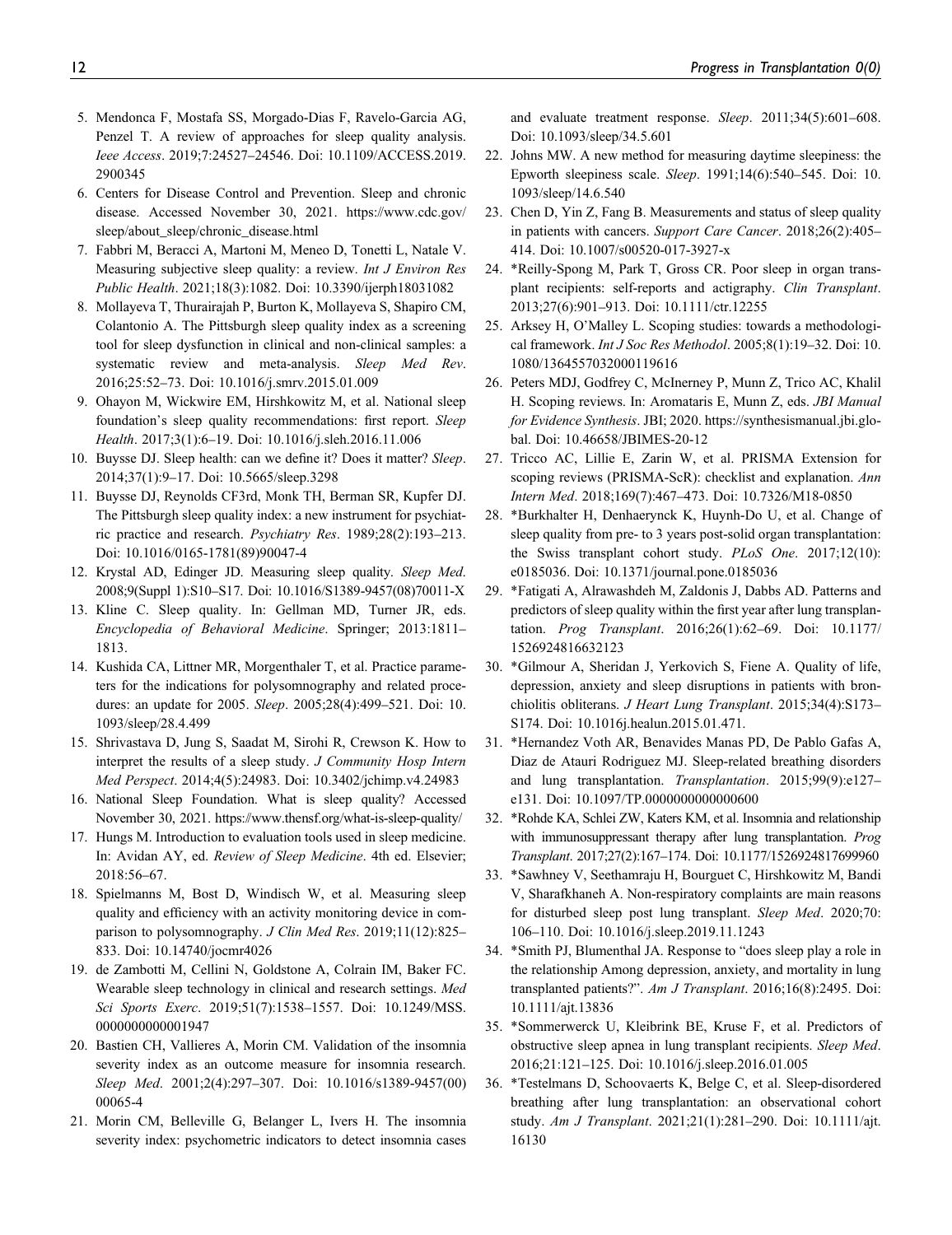5. Mendonca F, Mostafa SS, Morgado-Dias F, Ravelo-Garcia AG, Penzel T. A review of approaches for sleep quality analysis. *Ieee Access*. 2019;7:24527–24546. Doi: 10.1109/ACCESS.2019.2900345
6. Centers for Disease Control and Prevention. Sleep and chronic disease. Accessed November 30, 2021. https://www.cdc.gov/sleep/about_sleep/chronic_disease.html
7. Fabbri M, Beracci A, Martoni M, Meneo D, Tonetti L, Natale V. Measuring subjective sleep quality: a review. *Int J Environ Res Public Health*. 2021;18(3):1082. Doi: 10.3390/ijerph18031082
8. Mollayeva T, Thurairajah P, Burton K, Mollayeva S, Shapiro CM, Colantonio A. The Pittsburgh sleep quality index as a screening tool for sleep dysfunction in clinical and non-clinical samples: a systematic review and meta-analysis. *Sleep Med Rev*. 2016;25:52–73. Doi: 10.1016/j.smrv.2015.01.009
9. Ohayon M, Wickwire EM, Hirshkowitz M, et al. National sleep foundation's sleep quality recommendations: first report. *Sleep Health*. 2017;3(1):6–19. Doi: 10.1016/j.sleh.2016.11.006
10. Buysse DJ. Sleep health: can we define it? Does it matter? *Sleep*. 2014;37(1):9–17. Doi: 10.5665/sleep.3298
11. Buysse DJ, Reynolds CF3rd, Monk TH, Berman SR, Kupfer DJ. The Pittsburgh sleep quality index: a new instrument for psychiatric practice and research. *Psychiatry Res*. 1989;28(2):193–213. Doi: 10.1016/0165-1781(89)90047-4
12. Krystal AD, Edinger JD. Measuring sleep quality. *Sleep Med*. 2008;9(Suppl 1):S10–S17. Doi: 10.1016/S1389-9457(08)70011-X
13. Kline C. Sleep quality. In: Gellman MD, Turner JR, eds. *Encyclopedia of Behavioral Medicine*. Springer; 2013:1811–1813.
14. Kushida CA, Littner MR, Morgenthaler T, et al. Practice parameters for the indications for polysomnography and related procedures: an update for 2005. *Sleep*. 2005;28(4):499–521. Doi: 10.1093/sleep/28.4.499
15. Shrivastava D, Jung S, Saadat M, Sirohi R, Crewson K. How to interpret the results of a sleep study. *J Community Hosp Intern Med Perspect*. 2014;4(5):24983. Doi: 10.3402/jchimp.v4.24983
16. National Sleep Foundation. What is sleep quality? Accessed November 30, 2021. https://www.thensf.org/what-is-sleep-quality/
17. Hungs M. Introduction to evaluation tools used in sleep medicine. In: Avidan AY, ed. *Review of Sleep Medicine*. 4th ed. Elsevier; 2018:56–67.
18. Spielmanns M, Bost D, Windisch W, et al. Measuring sleep quality and efficiency with an activity monitoring device in comparison to polysomnography. *J Clin Med Res*. 2019;11(12):825–833. Doi: 10.14740/jocmr4026
19. de Zambotti M, Cellini N, Goldstone A, Colrain IM, Baker FC. Wearable sleep technology in clinical and research settings. *Med Sci Sports Exerc*. 2019;51(7):1538–1557. Doi: 10.1249/MSS.0000000000001947
20. Bastien CH, Vallieres A, Morin CM. Validation of the insomnia severity index as an outcome measure for insomnia research. *Sleep Med*. 2001;2(4):297–307. Doi: 10.1016/s1389-9457(00)00065-4
21. Morin CM, Belleville G, Belanger L, Ivers H. The insomnia severity index: psychometric indicators to detect insomnia cases and evaluate treatment response. *Sleep*. 2011;34(5):601–608. Doi: 10.1093/sleep/34.5.601
22. Johns MW. A new method for measuring daytime sleepiness: the Epworth sleepiness scale. *Sleep*. 1991;14(6):540–545. Doi: 10.1093/sleep/14.6.540
23. Chen D, Yin Z, Fang B. Measurements and status of sleep quality in patients with cancers. *Support Care Cancer*. 2018;26(2):405–414. Doi: 10.1007/s00520-017-3927-x
24. *Reilly-Spong M, Park T, Gross CR. Poor sleep in organ transplant recipients: self-reports and actigraphy. *Clin Transplant*. 2013;27(6):901–913. Doi: 10.1111/ctr.12255
25. Arksey H, O'Malley L. Scoping studies: towards a methodological framework. *Int J Soc Res Methodol*. 2005;8(1):19–32. Doi: 10.1080/1364557032000119616
26. Peters MDJ, Godfrey C, McInerney P, Munn Z, Trico AC, Khalil H. Scoping reviews. In: Aromataris E, Munn Z, eds. *JBI Manual for Evidence Synthesis*. JBI; 2020. https://synthesismanual.jbi.global. Doi: 10.46658/JBIMES-20-12
27. Tricco AC, Lillie E, Zarin W, et al. PRISMA Extension for scoping reviews (PRISMA-ScR): checklist and explanation. *Ann Intern Med*. 2018;169(7):467–473. Doi: 10.7326/M18-0850
28. *Burkhalter H, Denhaerynck K, Huynh-Do U, et al. Change of sleep quality from pre- to 3 years post-solid organ transplantation: the Swiss transplant cohort study. *PLoS One*. 2017;12(10):e0185036. Doi: 10.1371/journal.pone.0185036
29. *Fatigati A, Alrawashdeh M, Zaldonis J, Dabbs AD. Patterns and predictors of sleep quality within the first year after lung transplantation. *Prog Transplant*. 2016;26(1):62–69. Doi: 10.1177/1526924816632123
30. *Gilmour A, Sheridan J, Yerkovich S, Fiene A. Quality of life, depression, anxiety and sleep disruptions in patients with bronchiolitis obliterans. *J Heart Lung Transplant*. 2015;34(4):S173–S174. Doi: 10.1016j.healun.2015.01.471.
31. *Hernandez Voth AR, Benavides Manas PD, De Pablo Gafas A, Diaz de Atauri Rodriguez MJ. Sleep-related breathing disorders and lung transplantation. *Transplantation*. 2015;99(9):e127–e131. Doi: 10.1097/TP.0000000000000600
32. *Rohde KA, Schlei ZW, Katers KM, et al. Insomnia and relationship with immunosuppressant therapy after lung transplantation. *Prog Transplant*. 2017;27(2):167–174. Doi: 10.1177/1526924817699960
33. *Sawhney V, Seethamraju H, Bourguet C, Hirshkowitz M, Bandi V, Sharafkhaneh A. Non-respiratory complaints are main reasons for disturbed sleep post lung transplant. *Sleep Med*. 2020;70:106–110. Doi: 10.1016/j.sleep.2019.11.1243
34. *Smith PJ, Blumenthal JA. Response to "does sleep play a role in the relationship Among depression, anxiety, and mortality in lung transplanted patients?". *Am J Transplant*. 2016;16(8):2495. Doi: 10.1111/ajt.13836
35. *Sommerwerck U, Kleibrink BE, Kruse F, et al. Predictors of obstructive sleep apnea in lung transplant recipients. *Sleep Med*. 2016;21:121–125. Doi: 10.1016/j.sleep.2016.01.005
36. *Testelmans D, Schoovaerts K, Belge C, et al. Sleep-disordered breathing after lung transplantation: an observational cohort study. *Am J Transplant*. 2021;21(1):281–290. Doi: 10.1111/ajt.16130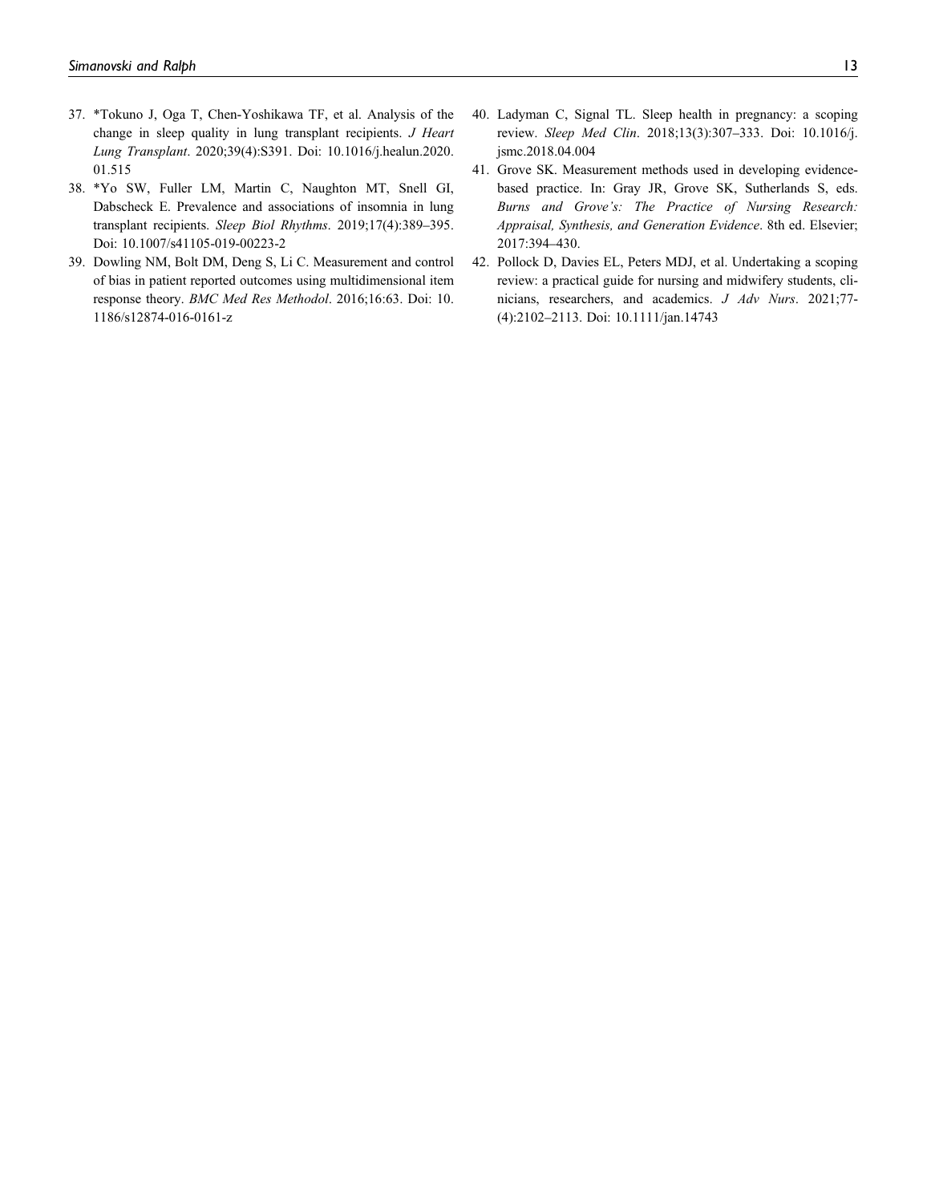37. *Tokuno J, Oga T, Chen-Yoshikawa TF, et al. Analysis of the change in sleep quality in lung transplant recipients. *J Heart Lung Transplant*. 2020;39(4):S391. Doi: 10.1016/j.healun.2020.01.515
38. *Yo SW, Fuller LM, Martin C, Naughton MT, Snell GI, Dabscheck E. Prevalence and associations of insomnia in lung transplant recipients. *Sleep Biol Rhythms*. 2019;17(4):389–395. Doi: 10.1007/s41105-019-00223-2
39. Dowling NM, Bolt DM, Deng S, Li C. Measurement and control of bias in patient reported outcomes using multidimensional item response theory. *BMC Med Res Methodol*. 2016;16:63. Doi: 10.1186/s12874-016-0161-z
40. Ladyman C, Signal TL. Sleep health in pregnancy: a scoping review. *Sleep Med Clin*. 2018;13(3):307–333. Doi: 10.1016/j.jsmc.2018.04.004
41. Grove SK. Measurement methods used in developing evidence-based practice. In: Gray JR, Grove SK, Sutherlands S, eds. *Burns and Grove's: The Practice of Nursing Research: Appraisal, Synthesis, and Generation Evidence*. 8th ed. Elsevier; 2017:394–430.
42. Pollock D, Davies EL, Peters MDJ, et al. Undertaking a scoping review: a practical guide for nursing and midwifery students, clinicians, researchers, and academics. *J Adv Nurs*. 2021;77(4):2102–2113. Doi: 10.1111/jan.14743